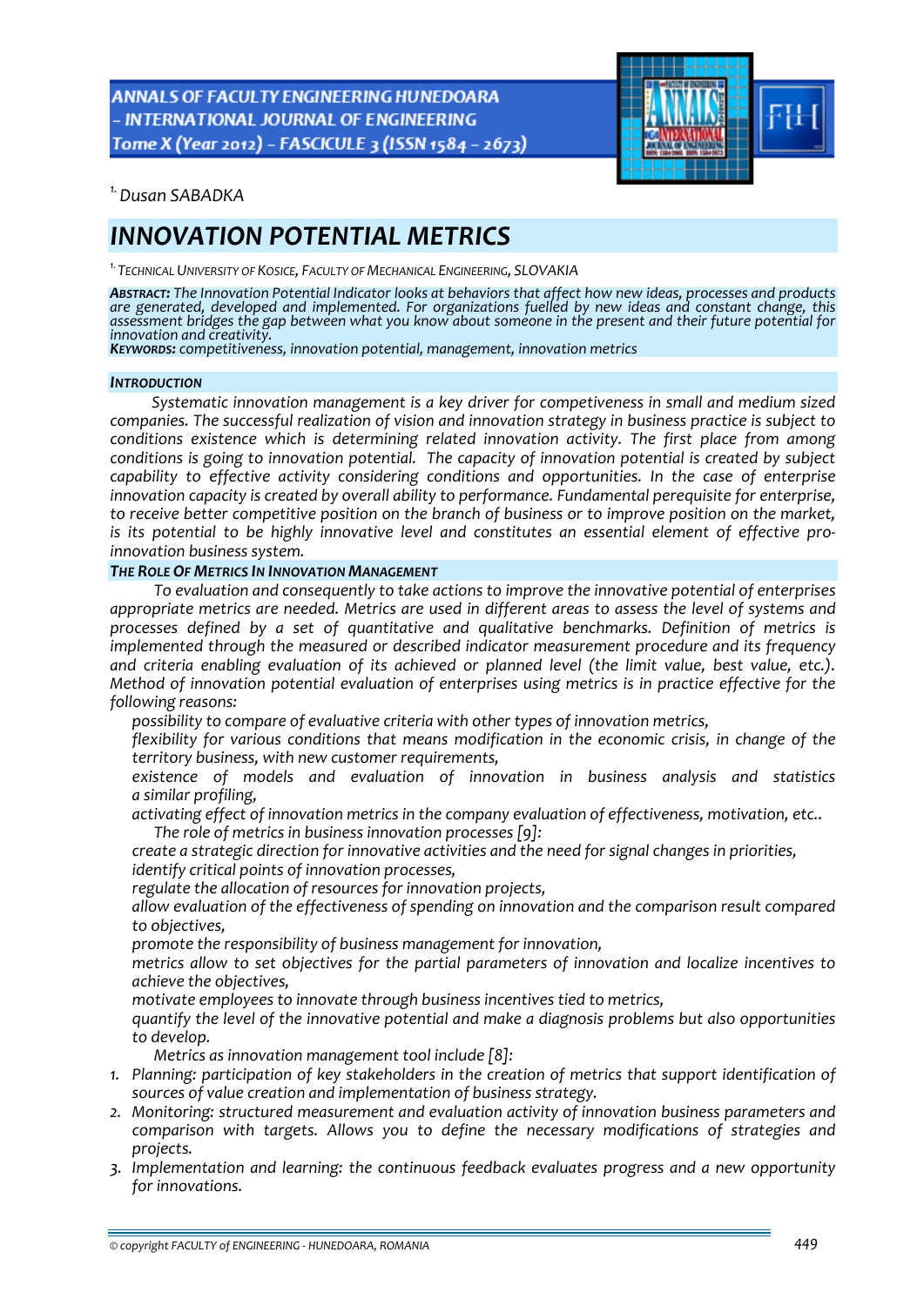[1.] *Dusan SABADKA*

# INNOVATION POTENTIAL METRICS

[1.] TECHNICAL UNIVERSITY OF KOSICE, FACULTY OF MECHANICAL ENGINEERING, SLOVAKIA

***ABSTRACT:*** *The Innovation Potential Indicator looks at behaviors that affect how new ideas, processes and products are generated, developed and implemented. For organizations fuelled by new ideas and constant change, this assessment bridges the gap between what you know about someone in the present and their future potential for innovation and creativity.*
***KEYWORDS:*** *competitiveness, innovation potential, management, innovation metrics*

## INTRODUCTION

*Systematic innovation management is a key driver for competiveness in small and medium sized companies. The successful realization of vision and innovation strategy in business practice is subject to conditions existence which is determining related innovation activity. The first place from among conditions is going to innovation potential. The capacity of innovation potential is created by subject capability to effective activity considering conditions and opportunities. In the case of enterprise innovation capacity is created by overall ability to performance. Fundamental perequisite for enterprise, to receive better competitive position on the branch of business or to improve position on the market, is its potential to be highly innovative level and constitutes an essential element of effective pro-innovation business system.*

## THE ROLE OF METRICS IN INNOVATION MANAGEMENT

*To evaluation and consequently to take actions to improve the innovative potential of enterprises appropriate metrics are needed. Metrics are used in different areas to assess the level of systems and processes defined by a set of quantitative and qualitative benchmarks. Definition of metrics is implemented through the measured or described indicator measurement procedure and its frequency and criteria enabling evaluation of its achieved or planned level (the limit value, best value, etc.). Method of innovation potential evaluation of enterprises using metrics is in practice effective for the following reasons:*

- *possibility to compare of evaluative criteria with other types of innovation metrics,*
- *flexibility for various conditions that means modification in the economic crisis, in change of the territory business, with new customer requirements,*
- *existence of models and evaluation of innovation in business analysis and statistics a similar profiling,*
- *activating effect of innovation metrics in the company evaluation of effectiveness, motivation, etc..*

*The role of metrics in business innovation processes [9]:*

- *create a strategic direction for innovative activities and the need for signal changes in priorities,*
- *identify critical points of innovation processes,*
- *regulate the allocation of resources for innovation projects,*
- *allow evaluation of the effectiveness of spending on innovation and the comparison result compared to objectives,*
- *promote the responsibility of business management for innovation,*
- *metrics allow to set objectives for the partial parameters of innovation and localize incentives to achieve the objectives,*
- *motivate employees to innovate through business incentives tied to metrics,*
- *quantify the level of the innovative potential and make a diagnosis problems but also opportunities to develop.*

*Metrics as innovation management tool include [8]:*

1. *Planning: participation of key stakeholders in the creation of metrics that support identification of sources of value creation and implementation of business strategy.*
2. *Monitoring: structured measurement and evaluation activity of innovation business parameters and comparison with targets. Allows you to define the necessary modifications of strategies and projects.*
3. *Implementation and learning: the continuous feedback evaluates progress and a new opportunity for innovations.*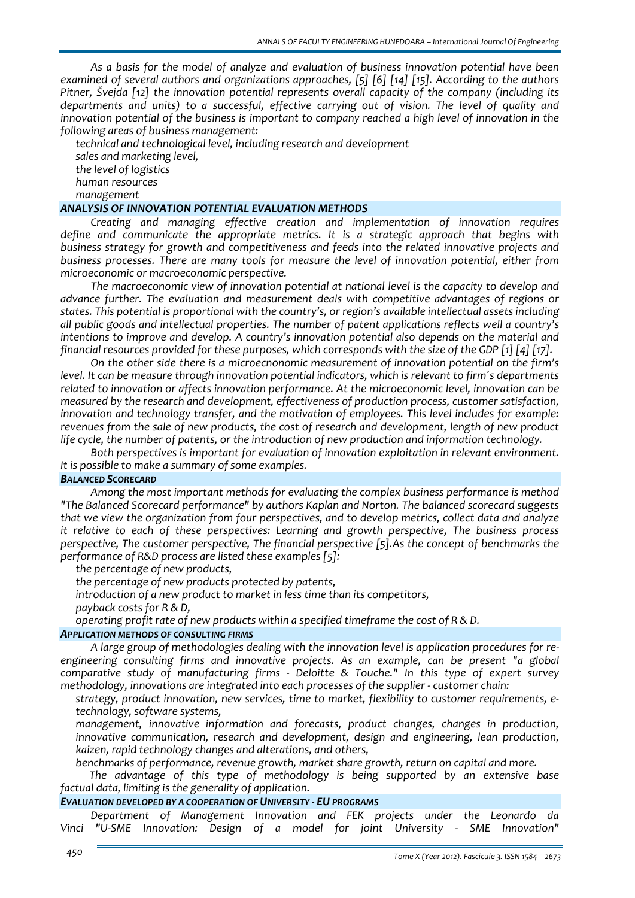*As a basis for the model of analyze and evaluation of business innovation potential have been examined of several authors and organizations approaches, [5] [6] [14] [15]. According to the authors Pitner, Švejda [12] the innovation potential represents overall capacity of the company (including its departments and units) to a successful, effective carrying out of vision. The level of quality and innovation potential of the business is important to company reached a high level of innovation in the following areas of business management:*

- *technical and technological level, including research and development*
- *sales and marketing level,*
- *the level of logistics*
- *human resources*
- *management*

### *ANALYSIS OF INNOVATION POTENTIAL EVALUATION METHODS*

*Creating and managing effective creation and implementation of innovation requires define and communicate the appropriate metrics. It is a strategic approach that begins with business strategy for growth and competitiveness and feeds into the related innovative projects and business processes. There are many tools for measure the level of innovation potential, either from microeconomic or macroeconomic perspective.*

*The macroeconomic view of innovation potential at national level is the capacity to develop and advance further. The evaluation and measurement deals with competitive advantages of regions or states. This potential is proportional with the country's, or region's available intellectual assets including all public goods and intellectual properties. The number of patent applications reflects well a country's intentions to improve and develop. A country's innovation potential also depends on the material and financial resources provided for these purposes, which corresponds with the size of the GDP [1] [4] [17].*

*On the other side there is a microecnonomic measurement of innovation potential on the firm's level. It can be measure through innovation potential indicators, which is relevant to firm´s departments related to innovation or affects innovation performance. At the microeconomic level, innovation can be measured by the research and development, effectiveness of production process, customer satisfaction, innovation and technology transfer, and the motivation of employees. This level includes for example: revenues from the sale of new products, the cost of research and development, length of new product life cycle, the number of patents, or the introduction of new production and information technology.*

*Both perspectives is important for evaluation of innovation exploitation in relevant environment. It is possible to make a summary of some examples.*

#### *BALANCED SCORECARD*

*Among the most important methods for evaluating the complex business performance is method "The Balanced Scorecard performance" by authors Kaplan and Norton. The balanced scorecard suggests that we view the organization from four perspectives, and to develop metrics, collect data and analyze it relative to each of these perspectives: Learning and growth perspective, The business process perspective, The customer perspective, The financial perspective [5].As the concept of benchmarks the performance of R&D process are listed these examples [5]:*

- *the percentage of new products,*
- *the percentage of new products protected by patents,*
- *introduction of a new product to market in less time than its competitors,*
- *payback costs for R & D,*
- *operating profit rate of new products within a specified timeframe the cost of R & D.*

#### *APPLICATION METHODS OF CONSULTING FIRMS*

*A large group of methodologies dealing with the innovation level is application procedures for re-engineering consulting firms and innovative projects. As an example, can be present "a global comparative study of manufacturing firms - Deloitte & Touche." In this type of expert survey methodology, innovations are integrated into each processes of the supplier - customer chain:*

- *strategy, product innovation, new services, time to market, flexibility to customer requirements, e-technology, software systems,*
- *management, innovative information and forecasts, product changes, changes in production, innovative communication, research and development, design and engineering, lean production, kaizen, rapid technology changes and alterations, and others,*
- *benchmarks of performance, revenue growth, market share growth, return on capital and more.*

*The advantage of this type of methodology is being supported by an extensive base factual data, limiting is the generality of application.*

#### *EVALUATION DEVELOPED BY A COOPERATION OF UNIVERSITY - EU PROGRAMS*

*Department of Management Innovation and FEK projects under the Leonardo da Vinci "U-SME Innovation: Design of a model for joint University - SME Innovation"*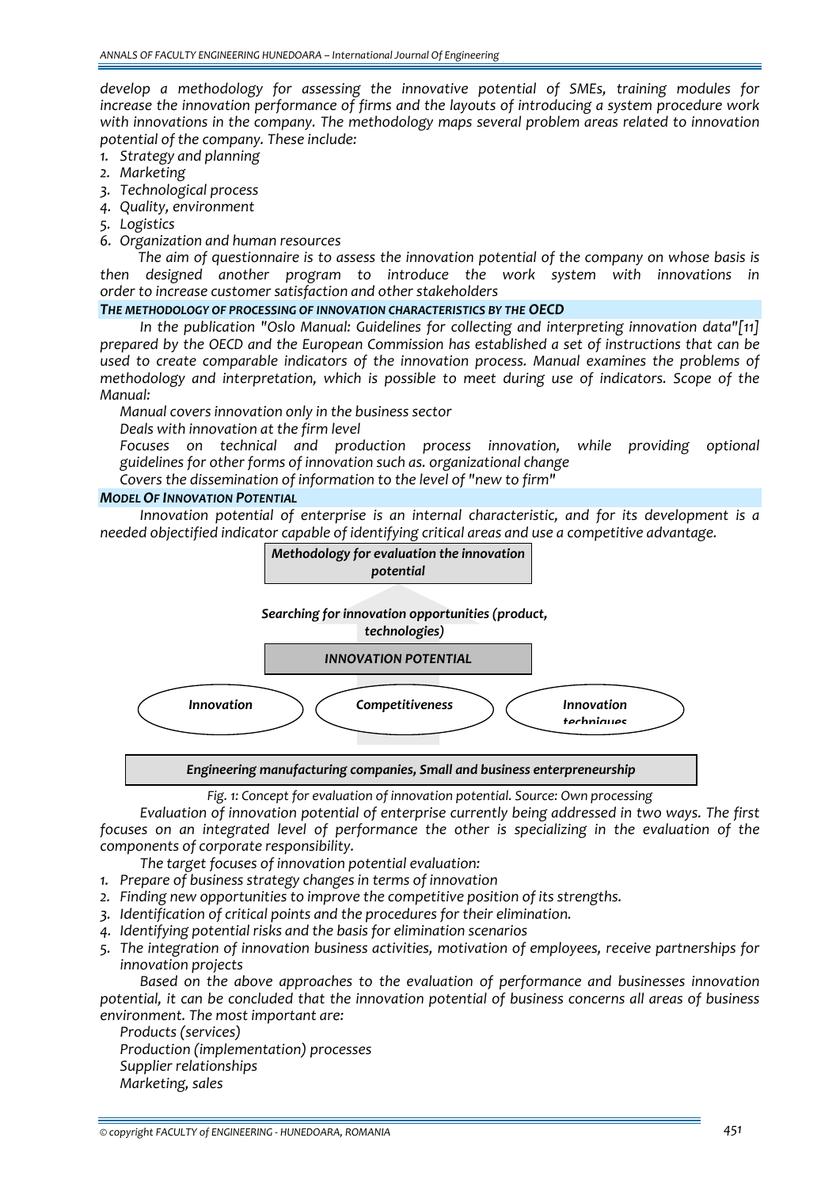*develop a methodology for assessing the innovative potential of SMEs, training modules for increase the innovation performance of firms and the layouts of introducing a system procedure work with innovations in the company. The methodology maps several problem areas related to innovation potential of the company. These include:*

1. *Strategy and planning*
2. *Marketing*
3. *Technological process*
4. *Quality, environment*
5. *Logistics*
6. *Organization and human resources*

*The aim of questionnaire is to assess the innovation potential of the company on whose basis is then designed another program to introduce the work system with innovations in order to increase customer satisfaction and other stakeholders*

### THE METHODOLOGY OF PROCESSING OF INNOVATION CHARACTERISTICS BY THE OECD

*In the publication "Oslo Manual: Guidelines for collecting and interpreting innovation data"[11] prepared by the OECD and the European Commission has established a set of instructions that can be used to create comparable indicators of the innovation process. Manual examines the problems of methodology and interpretation, which is possible to meet during use of indicators. Scope of the Manual:*

- *Manual covers innovation only in the business sector*
- *Deals with innovation at the firm level*
- *Focuses on technical and production process innovation, while providing optional guidelines for other forms of innovation such as. organizational change*
- *Covers the dissemination of information to the level of "new to firm"*

### MODEL OF INNOVATION POTENTIAL

*Innovation potential of enterprise is an internal characteristic, and for its development is a needed objectified indicator capable of identifying critical areas and use a competitive advantage.*

**Methodology for evaluation the innovation potential**

**Searching for innovation opportunities (product, technologies)**

**INNOVATION POTENTIAL**

**Innovation** | **Competitiveness** | **Innovation techniques**

**Engineering manufacturing companies, Small and business enterpreneurship**

*Fig. 1: Concept for evaluation of innovation potential. Source: Own processing*

*Evaluation of innovation potential of enterprise currently being addressed in two ways. The first focuses on an integrated level of performance the other is specializing in the evaluation of the components of corporate responsibility.*

*The target focuses of innovation potential evaluation:*

1. *Prepare of business strategy changes in terms of innovation*
2. *Finding new opportunities to improve the competitive position of its strengths.*
3. *Identification of critical points and the procedures for their elimination.*
4. *Identifying potential risks and the basis for elimination scenarios*
5. *The integration of innovation business activities, motivation of employees, receive partnerships for innovation projects*

*Based on the above approaches to the evaluation of performance and businesses innovation potential, it can be concluded that the innovation potential of business concerns all areas of business environment. The most important are:*

- *Products (services)*
- *Production (implementation) processes*
- *Supplier relationships*
- *Marketing, sales*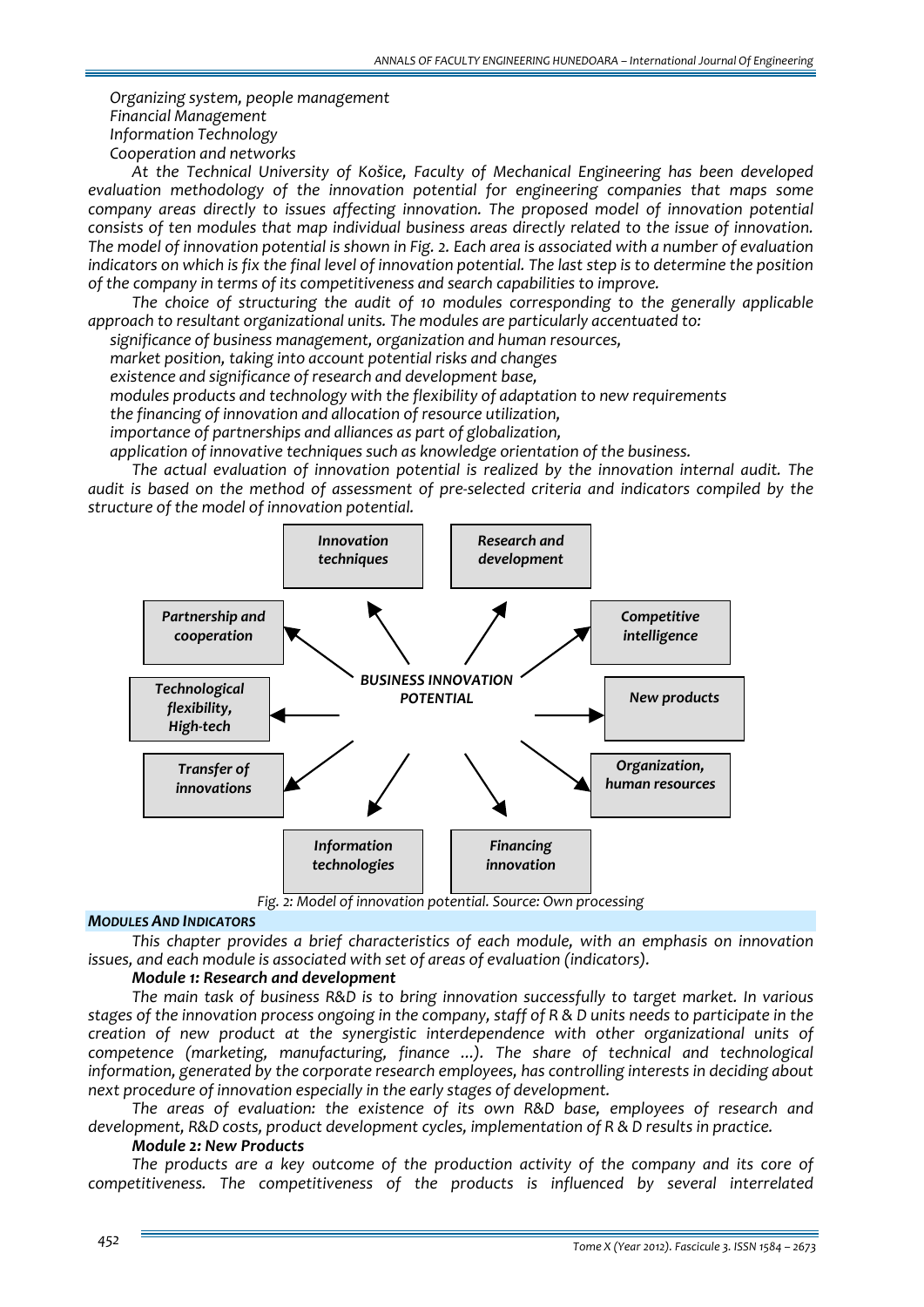*Organizing system, people management*
*Financial Management*
*Information Technology*
*Cooperation and networks*

*At the Technical University of Košice, Faculty of Mechanical Engineering has been developed evaluation methodology of the innovation potential for engineering companies that maps some company areas directly to issues affecting innovation. The proposed model of innovation potential consists of ten modules that map individual business areas directly related to the issue of innovation. The model of innovation potential is shown in Fig. 2. Each area is associated with a number of evaluation indicators on which is fix the final level of innovation potential. The last step is to determine the position of the company in terms of its competitiveness and search capabilities to improve.*

*The choice of structuring the audit of 10 modules corresponding to the generally applicable approach to resultant organizational units. The modules are particularly accentuated to:*

*significance of business management, organization and human resources,*
*market position, taking into account potential risks and changes*
*existence and significance of research and development base,*
*modules products and technology with the flexibility of adaptation to new requirements*
*the financing of innovation and allocation of resource utilization,*
*importance of partnerships and alliances as part of globalization,*
*application of innovative techniques such as knowledge orientation of the business.*

*The actual evaluation of innovation potential is realized by the innovation internal audit. The audit is based on the method of assessment of pre-selected criteria and indicators compiled by the structure of the model of innovation potential.*

*BUSINESS INNOVATION POTENTIAL* → *Innovation techniques*; *Research and development*; *Competitive intelligence*; *New products*; *Organization, human resources*; *Financing innovation*; *Information technologies*; *Transfer of innovations*; *Technological flexibility, High-tech*; *Partnership and cooperation*

*Fig. 2: Model of innovation potential. Source: Own processing*

### *MODULES AND INDICATORS*

*This chapter provides a brief characteristics of each module, with an emphasis on innovation issues, and each module is associated with set of areas of evaluation (indicators).*

***Module 1: Research and development***

*The main task of business R&D is to bring innovation successfully to target market. In various stages of the innovation process ongoing in the company, staff of R & D units needs to participate in the creation of new product at the synergistic interdependence with other organizational units of competence (marketing, manufacturing, finance ...). The share of technical and technological information, generated by the corporate research employees, has controlling interests in deciding about next procedure of innovation especially in the early stages of development.*

*The areas of evaluation: the existence of its own R&D base, employees of research and development, R&D costs, product development cycles, implementation of R & D results in practice.*

***Module 2: New Products***

*The products are a key outcome of the production activity of the company and its core of competitiveness. The competitiveness of the products is influenced by several interrelated*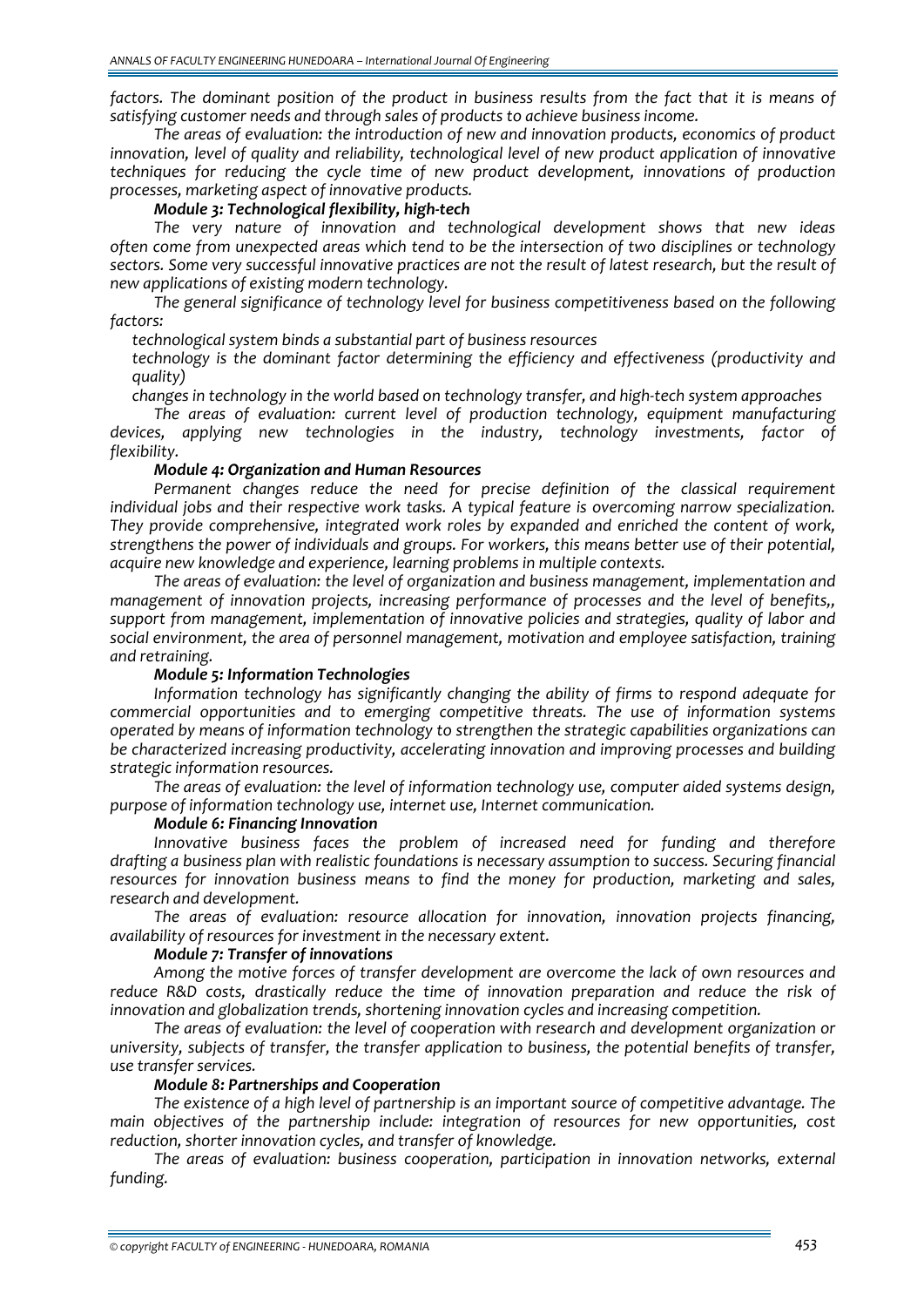*factors. The dominant position of the product in business results from the fact that it is means of satisfying customer needs and through sales of products to achieve business income.*

*The areas of evaluation: the introduction of new and innovation products, economics of product innovation, level of quality and reliability, technological level of new product application of innovative techniques for reducing the cycle time of new product development, innovations of production processes, marketing aspect of innovative products.*

***Module 3: Technological flexibility, high-tech***

*The very nature of innovation and technological development shows that new ideas often come from unexpected areas which tend to be the intersection of two disciplines or technology sectors. Some very successful innovative practices are not the result of latest research, but the result of new applications of existing modern technology.*

*The general significance of technology level for business competitiveness based on the following factors:*

- *technological system binds a substantial part of business resources*
- *technology is the dominant factor determining the efficiency and effectiveness (productivity and quality)*
- *changes in technology in the world based on technology transfer, and high-tech system approaches*

*The areas of evaluation: current level of production technology, equipment manufacturing devices, applying new technologies in the industry, technology investments, factor of flexibility.*

***Module 4: Organization and Human Resources***

*Permanent changes reduce the need for precise definition of the classical requirement individual jobs and their respective work tasks. A typical feature is overcoming narrow specialization. They provide comprehensive, integrated work roles by expanded and enriched the content of work, strengthens the power of individuals and groups. For workers, this means better use of their potential, acquire new knowledge and experience, learning problems in multiple contexts.*

*The areas of evaluation: the level of organization and business management, implementation and management of innovation projects, increasing performance of processes and the level of benefits,, support from management, implementation of innovative policies and strategies, quality of labor and social environment, the area of personnel management, motivation and employee satisfaction, training and retraining.*

***Module 5: Information Technologies***

*Information technology has significantly changing the ability of firms to respond adequate for commercial opportunities and to emerging competitive threats. The use of information systems operated by means of information technology to strengthen the strategic capabilities organizations can be characterized increasing productivity, accelerating innovation and improving processes and building strategic information resources.*

*The areas of evaluation: the level of information technology use, computer aided systems design, purpose of information technology use, internet use, Internet communication.*

***Module 6: Financing Innovation***

*Innovative business faces the problem of increased need for funding and therefore drafting a business plan with realistic foundations is necessary assumption to success. Securing financial resources for innovation business means to find the money for production, marketing and sales, research and development.*

*The areas of evaluation: resource allocation for innovation, innovation projects financing, availability of resources for investment in the necessary extent.*

***Module 7: Transfer of innovations***

*Among the motive forces of transfer development are overcome the lack of own resources and reduce R&D costs, drastically reduce the time of innovation preparation and reduce the risk of innovation and globalization trends, shortening innovation cycles and increasing competition.*

*The areas of evaluation: the level of cooperation with research and development organization or university, subjects of transfer, the transfer application to business, the potential benefits of transfer, use transfer services.*

***Module 8: Partnerships and Cooperation***

*The existence of a high level of partnership is an important source of competitive advantage. The main objectives of the partnership include: integration of resources for new opportunities, cost reduction, shorter innovation cycles, and transfer of knowledge.*

*The areas of evaluation: business cooperation, participation in innovation networks, external funding.*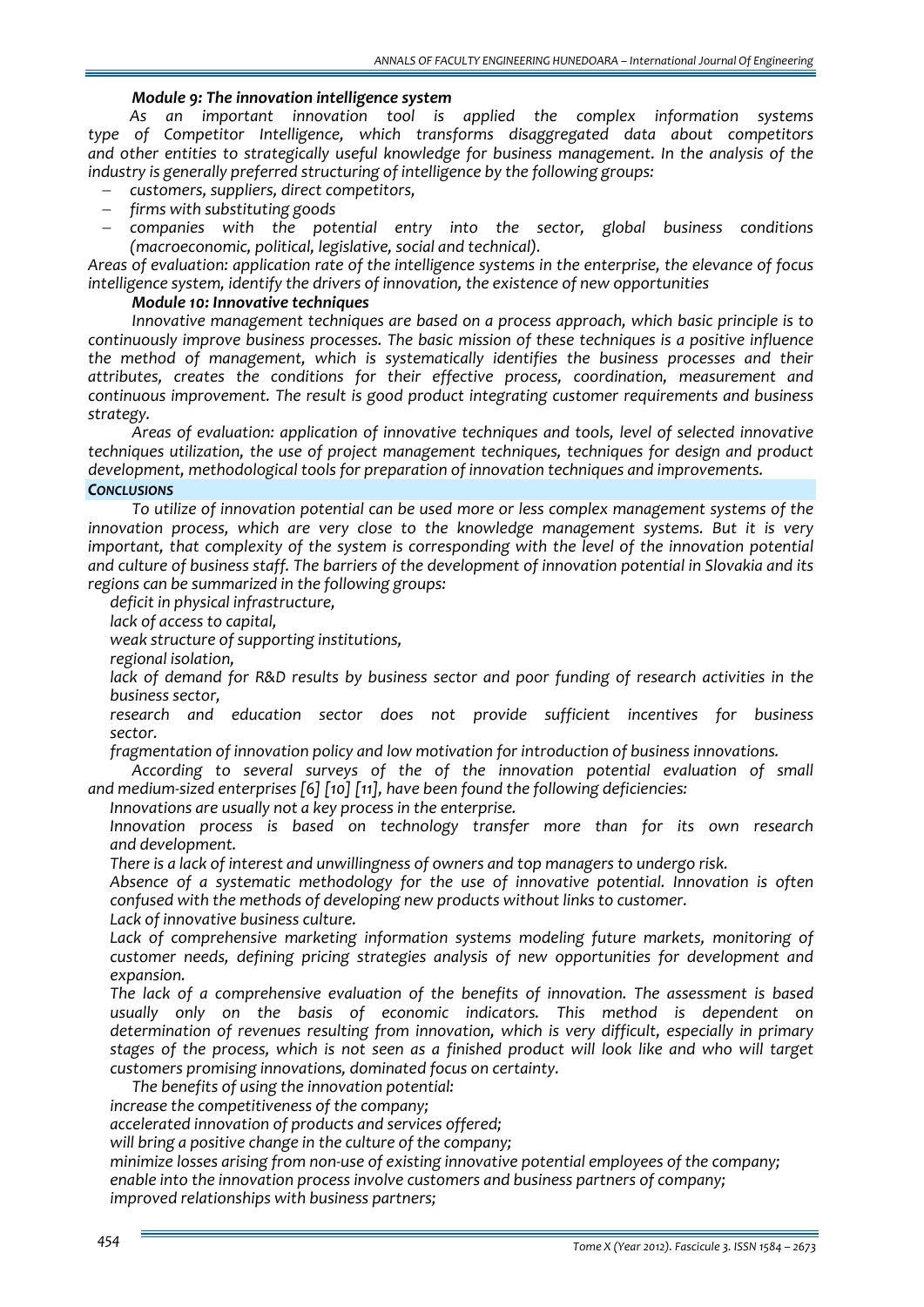#### *Module 9: The innovation intelligence system*

*As an important innovation tool is applied the complex information systems type of Competitor Intelligence, which transforms disaggregated data about competitors and other entities to strategically useful knowledge for business management. In the analysis of the industry is generally preferred structuring of intelligence by the following groups:*

- *customers, suppliers, direct competitors,*
- *firms with substituting goods*
- *companies with the potential entry into the sector, global business conditions (macroeconomic, political, legislative, social and technical).*

*Areas of evaluation: application rate of the intelligence systems in the enterprise, the elevance of focus intelligence system, identify the drivers of innovation, the existence of new opportunities*

#### *Module 10: Innovative techniques*

*Innovative management techniques are based on a process approach, which basic principle is to continuously improve business processes. The basic mission of these techniques is a positive influence the method of management, which is systematically identifies the business processes and their attributes, creates the conditions for their effective process, coordination, measurement and continuous improvement. The result is good product integrating customer requirements and business strategy.*

*Areas of evaluation: application of innovative techniques and tools, level of selected innovative techniques utilization, the use of project management techniques, techniques for design and product development, methodological tools for preparation of innovation techniques and improvements.*

### *CONCLUSIONS*

*To utilize of innovation potential can be used more or less complex management systems of the innovation process, which are very close to the knowledge management systems. But it is very important, that complexity of the system is corresponding with the level of the innovation potential and culture of business staff. The barriers of the development of innovation potential in Slovakia and its regions can be summarized in the following groups:*

*deficit in physical infrastructure,*

*lack of access to capital,*

*weak structure of supporting institutions,*

*regional isolation,*

*lack of demand for R&D results by business sector and poor funding of research activities in the business sector,*

*research and education sector does not provide sufficient incentives for business sector.*

*fragmentation of innovation policy and low motivation for introduction of business innovations.*

*According to several surveys of the of the innovation potential evaluation of small and medium-sized enterprises [6] [10] [11], have been found the following deficiencies:*

*Innovations are usually not a key process in the enterprise.*

*Innovation process is based on technology transfer more than for its own research and development.*

*There is a lack of interest and unwillingness of owners and top managers to undergo risk.*

*Absence of a systematic methodology for the use of innovative potential. Innovation is often confused with the methods of developing new products without links to customer.*

*Lack of innovative business culture.*

*Lack of comprehensive marketing information systems modeling future markets, monitoring of customer needs, defining pricing strategies analysis of new opportunities for development and expansion.*

*The lack of a comprehensive evaluation of the benefits of innovation. The assessment is based usually only on the basis of economic indicators. This method is dependent on determination of revenues resulting from innovation, which is very difficult, especially in primary stages of the process, which is not seen as a finished product will look like and who will target customers promising innovations, dominated focus on certainty.*

*The benefits of using the innovation potential:*

*increase the competitiveness of the company;*

*accelerated innovation of products and services offered;*

*will bring a positive change in the culture of the company;*

*minimize losses arising from non-use of existing innovative potential employees of the company;*

*enable into the innovation process involve customers and business partners of company;*

*improved relationships with business partners;*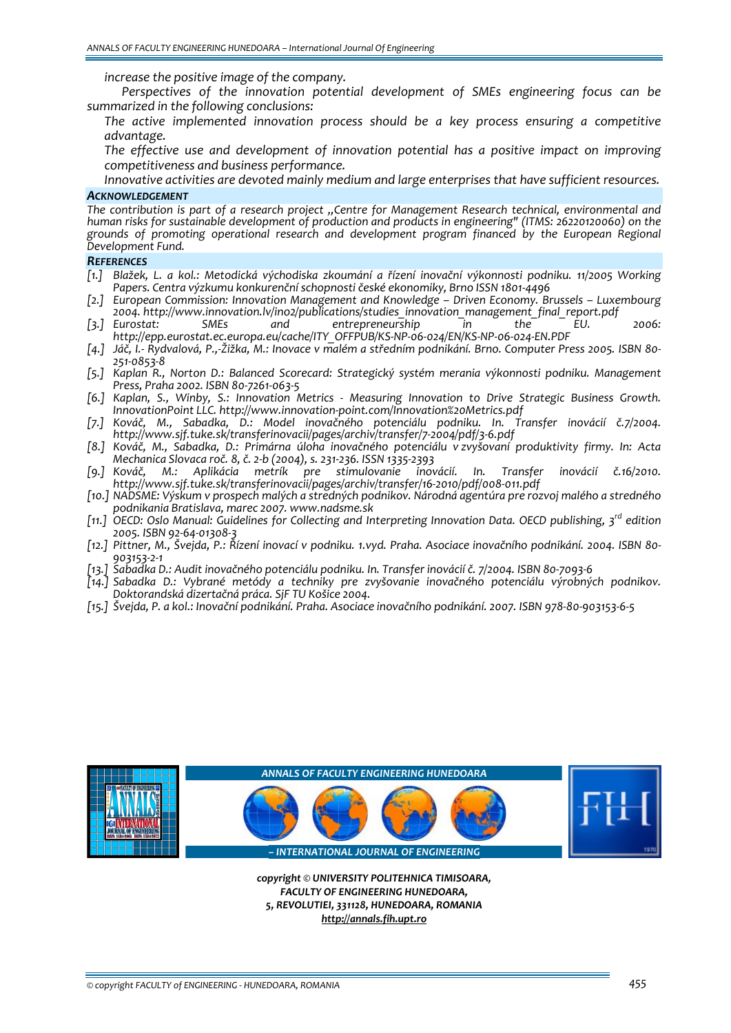*increase the positive image of the company.*

*Perspectives of the innovation potential development of SMEs engineering focus can be summarized in the following conclusions:*

*The active implemented innovation process should be a key process ensuring a competitive advantage.*

*The effective use and development of innovation potential has a positive impact on improving competitiveness and business performance.*

*Innovative activities are devoted mainly medium and large enterprises that have sufficient resources.*

## ACKNOWLEDGEMENT

*The contribution is part of a research project „Centre for Management Research technical, environmental and human risks for sustainable development of production and products in engineering" (ITMS: 26220120060) on the grounds of promoting operational research and development program financed by the European Regional Development Fund.*

## REFERENCES

[1.] *Blažek, L. a kol.: Metodická východiska zkoumání a řízení inovační výkonnosti podniku. 11/2005 Working Papers. Centra výzkumu konkurenční schopnosti české ekonomiky, Brno ISSN 1801-4496*

[2.] *European Commission: Innovation Management and Knowledge – Driven Economy. Brussels – Luxembourg 2004. http://www.innovation.lv/ino2/publications/studies_innovation_management_final_report.pdf*

[3.] *Eurostat: SMEs and entrepreneurship in the EU. 2006: http://epp.eurostat.ec.europa.eu/cache/ITY_OFFPUB/KS-NP-06-024/EN/KS-NP-06-024-EN.PDF*

[4.] *Jáč, I.- Rydvalová, P.,-Žižka, M.: Inovace v malém a středním podnikání. Brno. Computer Press 2005. ISBN 80-251-0853-8*

[5.] *Kaplan R., Norton D.: Balanced Scorecard: Strategický systém merania výkonnosti podniku. Management Press, Praha 2002. ISBN 80-7261-063-5*

[6.] *Kaplan, S., Winby, S.: Innovation Metrics - Measuring Innovation to Drive Strategic Business Growth. InnovationPoint LLC. http://www.innovation-point.com/Innovation%20Metrics.pdf*

[7.] *Kováč, M., Sabadka, D.: Model inovačného potenciálu podniku. In. Transfer inovácií č.7/2004. http://www.sjf.tuke.sk/transferinovacii/pages/archiv/transfer/7-2004/pdf/3-6.pdf*

[8.] *Kováč, M., Sabadka, D.: Primárna úloha inovačného potenciálu v zvyšovaní produktivity firmy. In: Acta Mechanica Slovaca roč. 8, č. 2-b (2004), s. 231-236. ISSN 1335-2393*

[9.] *Kováč, M.: Aplikácia metrík pre stimulovanie inovácií. In. Transfer inovácií č.16/2010. http://www.sjf.tuke.sk/transferinovacii/pages/archiv/transfer/16-2010/pdf/008-011.pdf*

[10.] *NADSME: Výskum v prospech malých a stredných podnikov. Národná agentúra pre rozvoj malého a stredného podnikania Bratislava, marec 2007. www.nadsme.sk*

[11.] *OECD: Oslo Manual: Guidelines for Collecting and Interpreting Innovation Data. OECD publishing, 3rd edition 2005. ISBN 92-64-01308-3*

[12.] *Pittner, M., Švejda, P.: Řízení inovací v podniku. 1.vyd. Praha. Asociace inovačního podnikání. 2004. ISBN 80-903153-2-1*

[13.] *Sabadka D.: Audit inovačného potenciálu podniku. In. Transfer inovácií č. 7/2004. ISBN 80-7093-6*

[14.] *Sabadka D.: Vybrané metódy a techniky pre zvyšovanie inovačného potenciálu výrobných podnikov. Doktorandská dizertačná práca. SjF TU Košice 2004.*

[15.] *Švejda, P. a kol.: Inovační podnikání. Praha. Asociace inovačního podnikání. 2007. ISBN 978-80-903153-6-5*

ANNALS OF FACULTY ENGINEERING HUNEDOARA

– INTERNATIONAL JOURNAL OF ENGINEERING

***copyright © UNIVERSITY POLITEHNICA TIMISOARA,***
***FACULTY OF ENGINEERING HUNEDOARA,***
***5, REVOLUTIEI, 331128, HUNEDOARA, ROMANIA***
***http://annals.fih.upt.ro***